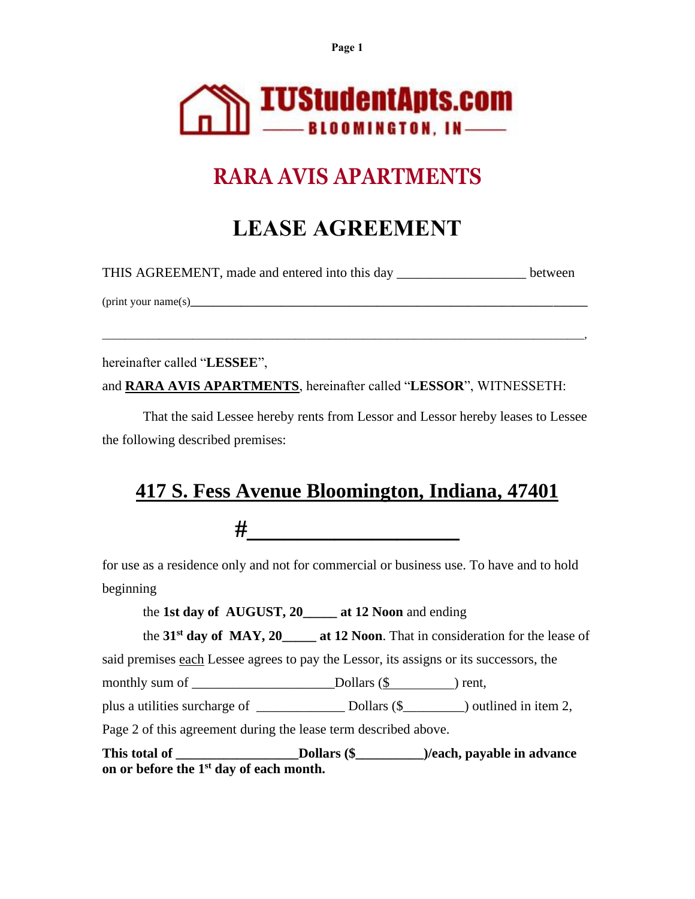**IUStudentApts.com**
**BLOOMINGTON, IN**

# RARA AVIS APARTMENTS

# LEASE AGREEMENT

THIS AGREEMENT, made and entered into this day ___________________ between

(print your name(s)__________________________________________________________________

_____________________________________________________________________________,

hereinafter called "**LESSEE**",

and **RARA AVIS APARTMENTS**, hereinafter called "**LESSOR**", WITNESSETH:

That the said Lessee hereby rents from Lessor and Lessor hereby leases to Lessee the following described premises:

## 417 S. Fess Avenue Bloomington, Indiana, 47401

## #____________________

for use as a residence only and not for commercial or business use. To have and to hold beginning

the **1st day of AUGUST, 20_____ at 12 Noon** and ending

the **31st day of MAY, 20_____ at 12 Noon**. That in consideration for the lease of said premises each Lessee agrees to pay the Lessor, its assigns or its successors, the monthly sum of ____________________Dollars ($_________) rent,

plus a utilities surcharge of _____________ Dollars ($_________) outlined in item 2, Page 2 of this agreement during the lease term described above.

**This total of _________________Dollars ($__________)/each, payable in advance on or before the 1st day of each month.**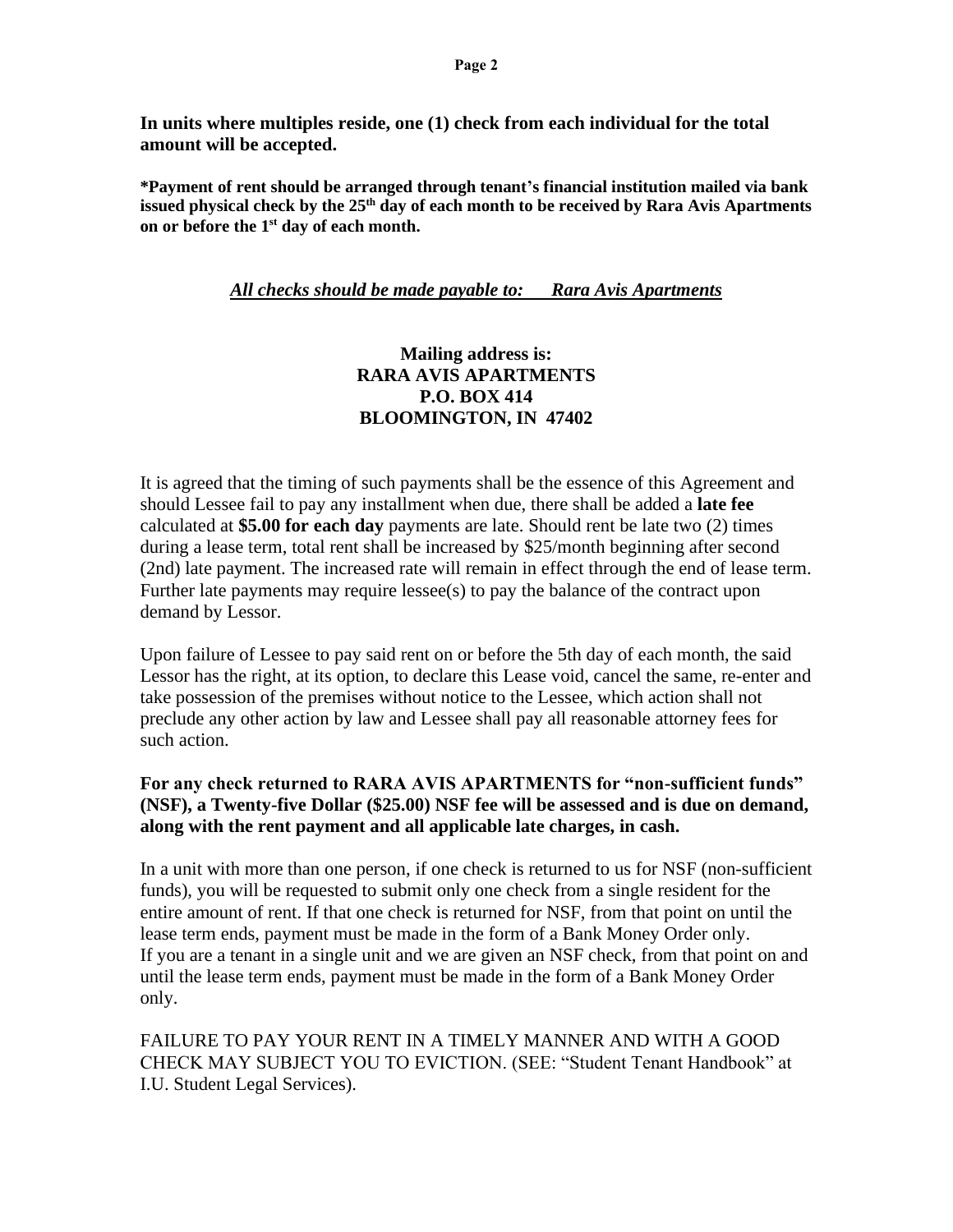**In units where multiples reside, one (1) check from each individual for the total amount will be accepted.**

**\*Payment of rent should be arranged through tenant's financial institution mailed via bank issued physical check by the 25th day of each month to be received by Rara Avis Apartments on or before the 1st day of each month.**

***<u>All checks should be made payable to: Rara Avis Apartments</u>***

**Mailing address is:**
**RARA AVIS APARTMENTS**
**P.O. BOX 414**
**BLOOMINGTON, IN 47402**

It is agreed that the timing of such payments shall be the essence of this Agreement and should Lessee fail to pay any installment when due, there shall be added a **late fee** calculated at **$5.00 for each day** payments are late. Should rent be late two (2) times during a lease term, total rent shall be increased by $25/month beginning after second (2nd) late payment. The increased rate will remain in effect through the end of lease term. Further late payments may require lessee(s) to pay the balance of the contract upon demand by Lessor.

Upon failure of Lessee to pay said rent on or before the 5th day of each month, the said Lessor has the right, at its option, to declare this Lease void, cancel the same, re-enter and take possession of the premises without notice to the Lessee, which action shall not preclude any other action by law and Lessee shall pay all reasonable attorney fees for such action.

**For any check returned to RARA AVIS APARTMENTS for "non-sufficient funds" (NSF), a Twenty-five Dollar ($25.00) NSF fee will be assessed and is due on demand, along with the rent payment and all applicable late charges, in cash.**

In a unit with more than one person, if one check is returned to us for NSF (non-sufficient funds), you will be requested to submit only one check from a single resident for the entire amount of rent. If that one check is returned for NSF, from that point on until the lease term ends, payment must be made in the form of a Bank Money Order only.
If you are a tenant in a single unit and we are given an NSF check, from that point on and until the lease term ends, payment must be made in the form of a Bank Money Order only.

FAILURE TO PAY YOUR RENT IN A TIMELY MANNER AND WITH A GOOD CHECK MAY SUBJECT YOU TO EVICTION. (SEE: "Student Tenant Handbook" at I.U. Student Legal Services).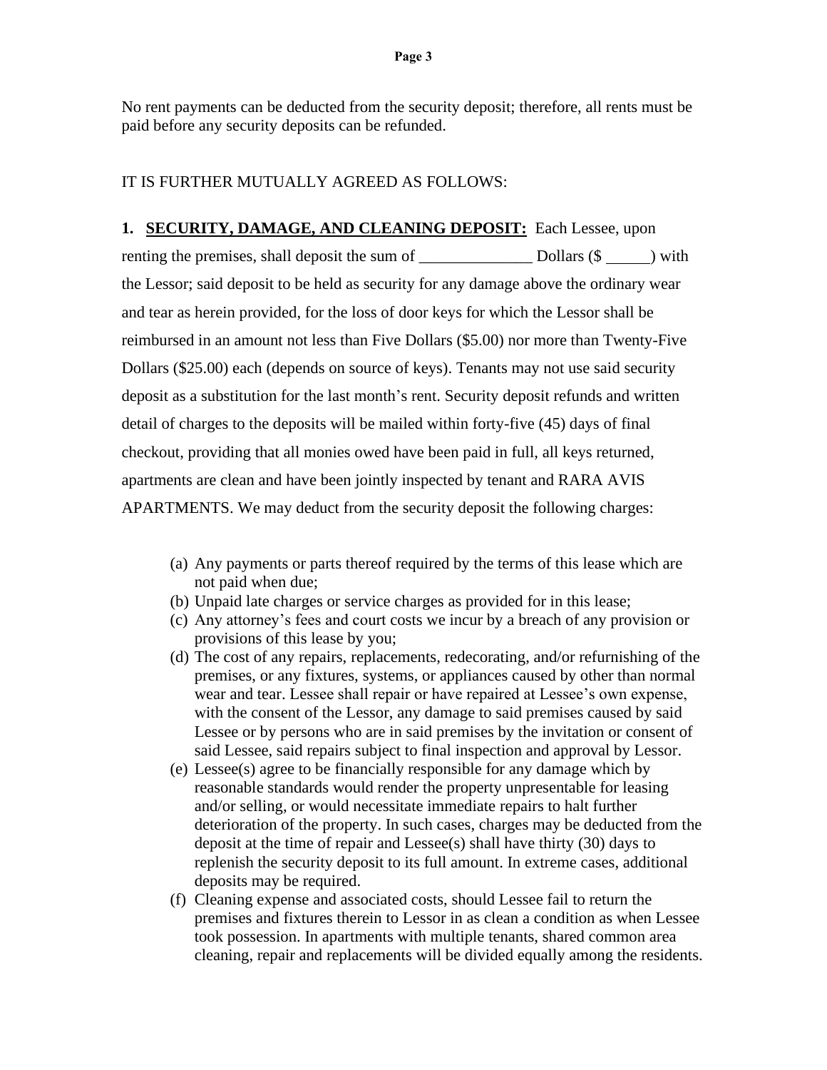No rent payments can be deducted from the security deposit; therefore, all rents must be paid before any security deposits can be refunded.

IT IS FURTHER MUTUALLY AGREED AS FOLLOWS:

**1. <u>SECURITY, DAMAGE, AND CLEANING DEPOSIT:</u>** Each Lessee, upon renting the premises, shall deposit the sum of ______________ Dollars ($ _____) with the Lessor; said deposit to be held as security for any damage above the ordinary wear and tear as herein provided, for the loss of door keys for which the Lessor shall be reimbursed in an amount not less than Five Dollars ($5.00) nor more than Twenty-Five Dollars ($25.00) each (depends on source of keys). Tenants may not use said security deposit as a substitution for the last month's rent. Security deposit refunds and written detail of charges to the deposits will be mailed within forty-five (45) days of final checkout, providing that all monies owed have been paid in full, all keys returned, apartments are clean and have been jointly inspected by tenant and RARA AVIS APARTMENTS. We may deduct from the security deposit the following charges:

(a) Any payments or parts thereof required by the terms of this lease which are not paid when due;
(b) Unpaid late charges or service charges as provided for in this lease;
(c) Any attorney's fees and court costs we incur by a breach of any provision or provisions of this lease by you;
(d) The cost of any repairs, replacements, redecorating, and/or refurnishing of the premises, or any fixtures, systems, or appliances caused by other than normal wear and tear. Lessee shall repair or have repaired at Lessee's own expense, with the consent of the Lessor, any damage to said premises caused by said Lessee or by persons who are in said premises by the invitation or consent of said Lessee, said repairs subject to final inspection and approval by Lessor.
(e) Lessee(s) agree to be financially responsible for any damage which by reasonable standards would render the property unpresentable for leasing and/or selling, or would necessitate immediate repairs to halt further deterioration of the property. In such cases, charges may be deducted from the deposit at the time of repair and Lessee(s) shall have thirty (30) days to replenish the security deposit to its full amount. In extreme cases, additional deposits may be required.
(f) Cleaning expense and associated costs, should Lessee fail to return the premises and fixtures therein to Lessor in as clean a condition as when Lessee took possession. In apartments with multiple tenants, shared common area cleaning, repair and replacements will be divided equally among the residents.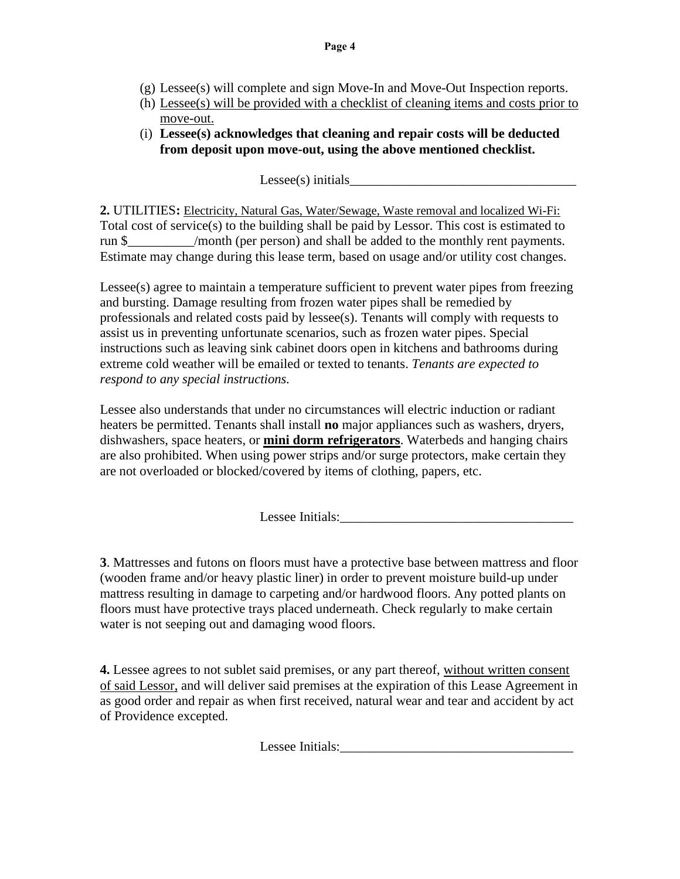(g) Lessee(s) will complete and sign Move-In and Move-Out Inspection reports.
(h) <u>Lessee(s) will be provided with a checklist of cleaning items and costs prior to move-out.</u>
(i) **Lessee(s) acknowledges that cleaning and repair costs will be deducted from deposit upon move-out, using the above mentioned checklist.**

Lessee(s) initials___________________________________

**2.** UTILITIES**:** <u>Electricity, Natural Gas, Water/Sewage, Waste removal and localized Wi-Fi:</u> Total cost of service(s) to the building shall be paid by Lessor. This cost is estimated to run $__________/month (per person) and shall be added to the monthly rent payments. Estimate may change during this lease term, based on usage and/or utility cost changes.

Lessee(s) agree to maintain a temperature sufficient to prevent water pipes from freezing and bursting. Damage resulting from frozen water pipes shall be remedied by professionals and related costs paid by lessee(s). Tenants will comply with requests to assist us in preventing unfortunate scenarios, such as frozen water pipes. Special instructions such as leaving sink cabinet doors open in kitchens and bathrooms during extreme cold weather will be emailed or texted to tenants. *Tenants are expected to respond to any special instructions.*

Lessee also understands that under no circumstances will electric induction or radiant heaters be permitted. Tenants shall install **no** major appliances such as washers, dryers, dishwashers, space heaters, or **<u>mini dorm refrigerators</u>**. Waterbeds and hanging chairs are also prohibited. When using power strips and/or surge protectors, make certain they are not overloaded or blocked/covered by items of clothing, papers, etc.

Lessee Initials:___________________________________

**3**. Mattresses and futons on floors must have a protective base between mattress and floor (wooden frame and/or heavy plastic liner) in order to prevent moisture build-up under mattress resulting in damage to carpeting and/or hardwood floors. Any potted plants on floors must have protective trays placed underneath. Check regularly to make certain water is not seeping out and damaging wood floors.

**4.** Lessee agrees to not sublet said premises, or any part thereof, <u>without written consent of said Lessor,</u> and will deliver said premises at the expiration of this Lease Agreement in as good order and repair as when first received, natural wear and tear and accident by act of Providence excepted.

Lessee Initials:___________________________________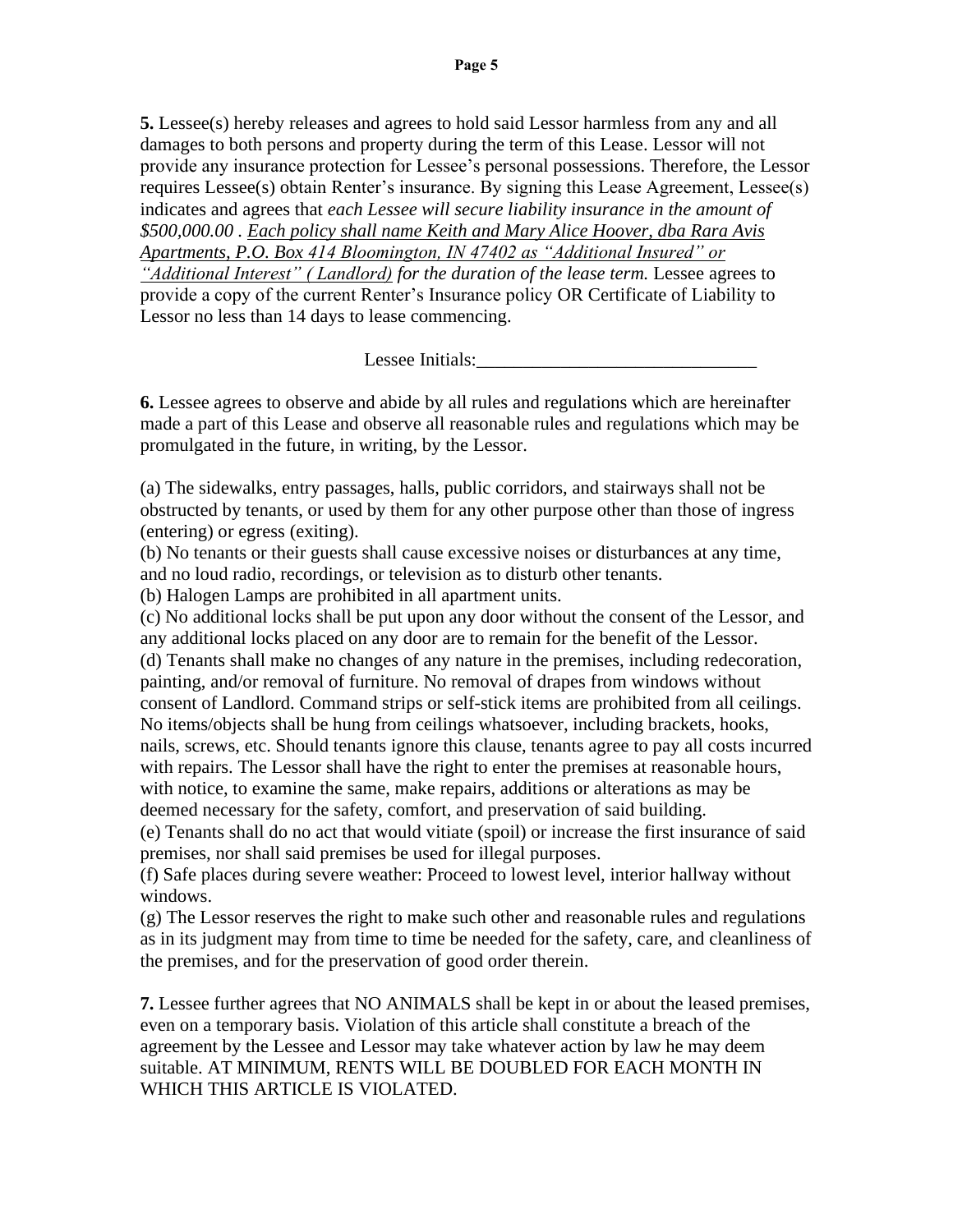**5.** Lessee(s) hereby releases and agrees to hold said Lessor harmless from any and all damages to both persons and property during the term of this Lease. Lessor will not provide any insurance protection for Lessee's personal possessions. Therefore, the Lessor requires Lessee(s) obtain Renter's insurance. By signing this Lease Agreement, Lessee(s) indicates and agrees that *each Lessee will secure liability insurance in the amount of $500,000.00 . <u>Each policy shall name Keith and Mary Alice Hoover, dba Rara Avis Apartments, P.O. Box 414 Bloomington, IN 47402 as "Additional Insured" or "Additional Interest" ( Landlord)</u> for the duration of the lease term.* Lessee agrees to provide a copy of the current Renter's Insurance policy OR Certificate of Liability to Lessor no less than 14 days to lease commencing.

Lessee Initials:______________________________

**6.** Lessee agrees to observe and abide by all rules and regulations which are hereinafter made a part of this Lease and observe all reasonable rules and regulations which may be promulgated in the future, in writing, by the Lessor.

(a) The sidewalks, entry passages, halls, public corridors, and stairways shall not be obstructed by tenants, or used by them for any other purpose other than those of ingress (entering) or egress (exiting).
(b) No tenants or their guests shall cause excessive noises or disturbances at any time, and no loud radio, recordings, or television as to disturb other tenants.
(b) Halogen Lamps are prohibited in all apartment units.
(c) No additional locks shall be put upon any door without the consent of the Lessor, and any additional locks placed on any door are to remain for the benefit of the Lessor.
(d) Tenants shall make no changes of any nature in the premises, including redecoration, painting, and/or removal of furniture. No removal of drapes from windows without consent of Landlord. Command strips or self-stick items are prohibited from all ceilings. No items/objects shall be hung from ceilings whatsoever, including brackets, hooks, nails, screws, etc. Should tenants ignore this clause, tenants agree to pay all costs incurred with repairs. The Lessor shall have the right to enter the premises at reasonable hours, with notice, to examine the same, make repairs, additions or alterations as may be deemed necessary for the safety, comfort, and preservation of said building.
(e) Tenants shall do no act that would vitiate (spoil) or increase the first insurance of said premises, nor shall said premises be used for illegal purposes.
(f) Safe places during severe weather: Proceed to lowest level, interior hallway without windows.
(g) The Lessor reserves the right to make such other and reasonable rules and regulations as in its judgment may from time to time be needed for the safety, care, and cleanliness of the premises, and for the preservation of good order therein.

**7.** Lessee further agrees that NO ANIMALS shall be kept in or about the leased premises, even on a temporary basis. Violation of this article shall constitute a breach of the agreement by the Lessee and Lessor may take whatever action by law he may deem suitable. AT MINIMUM, RENTS WILL BE DOUBLED FOR EACH MONTH IN WHICH THIS ARTICLE IS VIOLATED.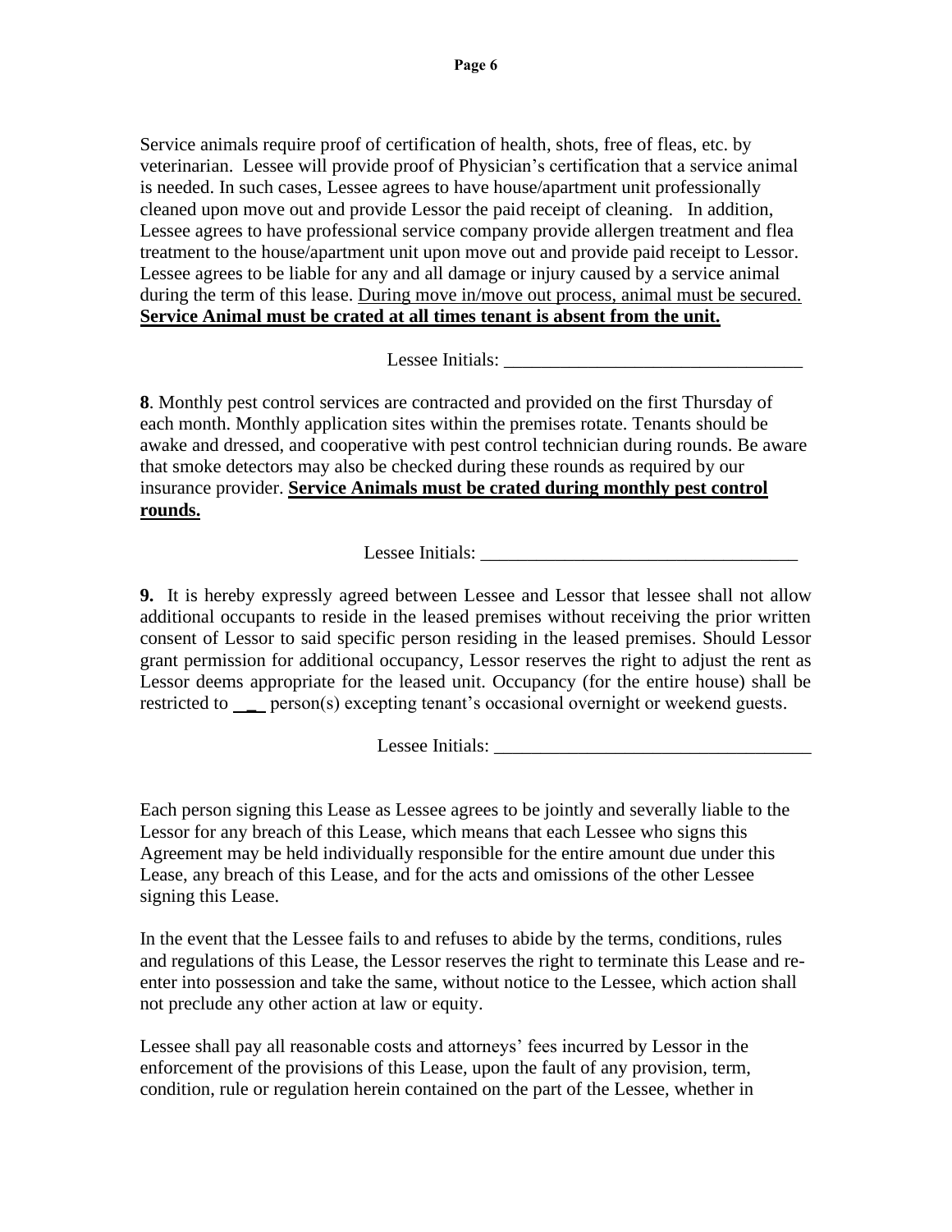Service animals require proof of certification of health, shots, free of fleas, etc. by veterinarian. Lessee will provide proof of Physician's certification that a service animal is needed. In such cases, Lessee agrees to have house/apartment unit professionally cleaned upon move out and provide Lessor the paid receipt of cleaning. In addition, Lessee agrees to have professional service company provide allergen treatment and flea treatment to the house/apartment unit upon move out and provide paid receipt to Lessor. Lessee agrees to be liable for any and all damage or injury caused by a service animal during the term of this lease. <u>During move in/move out process, animal must be secured.</u> **<u>Service Animal must be crated at all times tenant is absent from the unit.</u>**

Lessee Initials: ________________________________

**8**. Monthly pest control services are contracted and provided on the first Thursday of each month. Monthly application sites within the premises rotate. Tenants should be awake and dressed, and cooperative with pest control technician during rounds. Be aware that smoke detectors may also be checked during these rounds as required by our insurance provider. **<u>Service Animals must be crated during monthly pest control rounds.</u>**

Lessee Initials: ________________________________

**9.** It is hereby expressly agreed between Lessee and Lessor that lessee shall not allow additional occupants to reside in the leased premises without receiving the prior written consent of Lessor to said specific person residing in the leased premises. Should Lessor grant permission for additional occupancy, Lessor reserves the right to adjust the rent as Lessor deems appropriate for the leased unit. Occupancy (for the entire house) shall be restricted to ___ person(s) excepting tenant's occasional overnight or weekend guests.

Lessee Initials: ________________________________

Each person signing this Lease as Lessee agrees to be jointly and severally liable to the Lessor for any breach of this Lease, which means that each Lessee who signs this Agreement may be held individually responsible for the entire amount due under this Lease, any breach of this Lease, and for the acts and omissions of the other Lessee signing this Lease.

In the event that the Lessee fails to and refuses to abide by the terms, conditions, rules and regulations of this Lease, the Lessor reserves the right to terminate this Lease and re-enter into possession and take the same, without notice to the Lessee, which action shall not preclude any other action at law or equity.

Lessee shall pay all reasonable costs and attorneys' fees incurred by Lessor in the enforcement of the provisions of this Lease, upon the fault of any provision, term, condition, rule or regulation herein contained on the part of the Lessee, whether in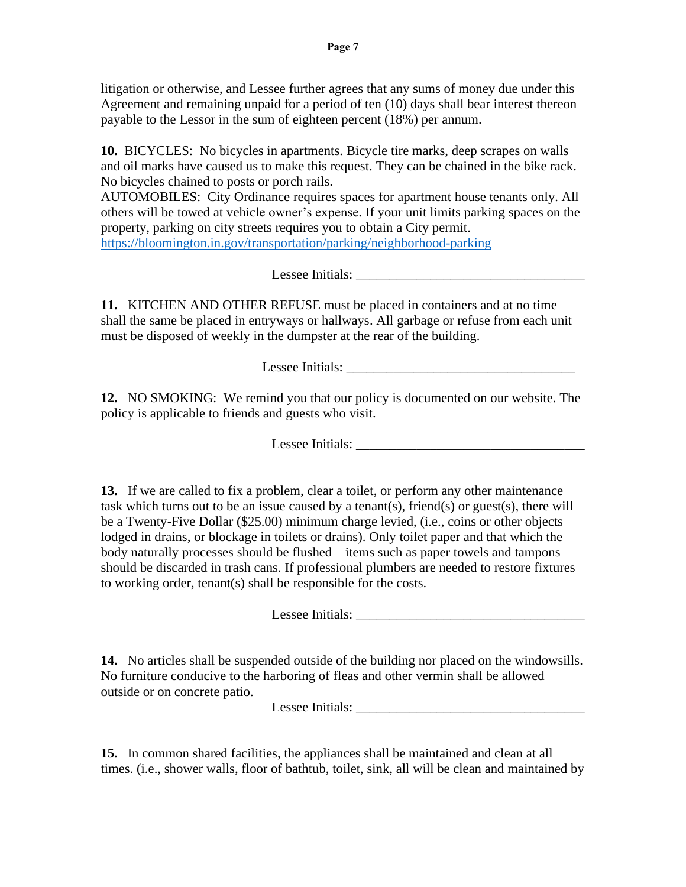litigation or otherwise, and Lessee further agrees that any sums of money due under this Agreement and remaining unpaid for a period of ten (10) days shall bear interest thereon payable to the Lessor in the sum of eighteen percent (18%) per annum.

**10.** BICYCLES: No bicycles in apartments. Bicycle tire marks, deep scrapes on walls and oil marks have caused us to make this request. They can be chained in the bike rack. No bicycles chained to posts or porch rails.
AUTOMOBILES: City Ordinance requires spaces for apartment house tenants only. All others will be towed at vehicle owner's expense. If your unit limits parking spaces on the property, parking on city streets requires you to obtain a City permit.
https://bloomington.in.gov/transportation/parking/neighborhood-parking

Lessee Initials: ___________________________________

**11.** KITCHEN AND OTHER REFUSE must be placed in containers and at no time shall the same be placed in entryways or hallways. All garbage or refuse from each unit must be disposed of weekly in the dumpster at the rear of the building.

Lessee Initials: ___________________________________

**12.** NO SMOKING: We remind you that our policy is documented on our website. The policy is applicable to friends and guests who visit.

Lessee Initials: ___________________________________

**13.** If we are called to fix a problem, clear a toilet, or perform any other maintenance task which turns out to be an issue caused by a tenant(s), friend(s) or guest(s), there will be a Twenty-Five Dollar ($25.00) minimum charge levied, (i.e., coins or other objects lodged in drains, or blockage in toilets or drains). Only toilet paper and that which the body naturally processes should be flushed – items such as paper towels and tampons should be discarded in trash cans. If professional plumbers are needed to restore fixtures to working order, tenant(s) shall be responsible for the costs.

Lessee Initials: ___________________________________

**14.** No articles shall be suspended outside of the building nor placed on the windowsills. No furniture conducive to the harboring of fleas and other vermin shall be allowed outside or on concrete patio.

Lessee Initials: ___________________________________

**15.** In common shared facilities, the appliances shall be maintained and clean at all times. (i.e., shower walls, floor of bathtub, toilet, sink, all will be clean and maintained by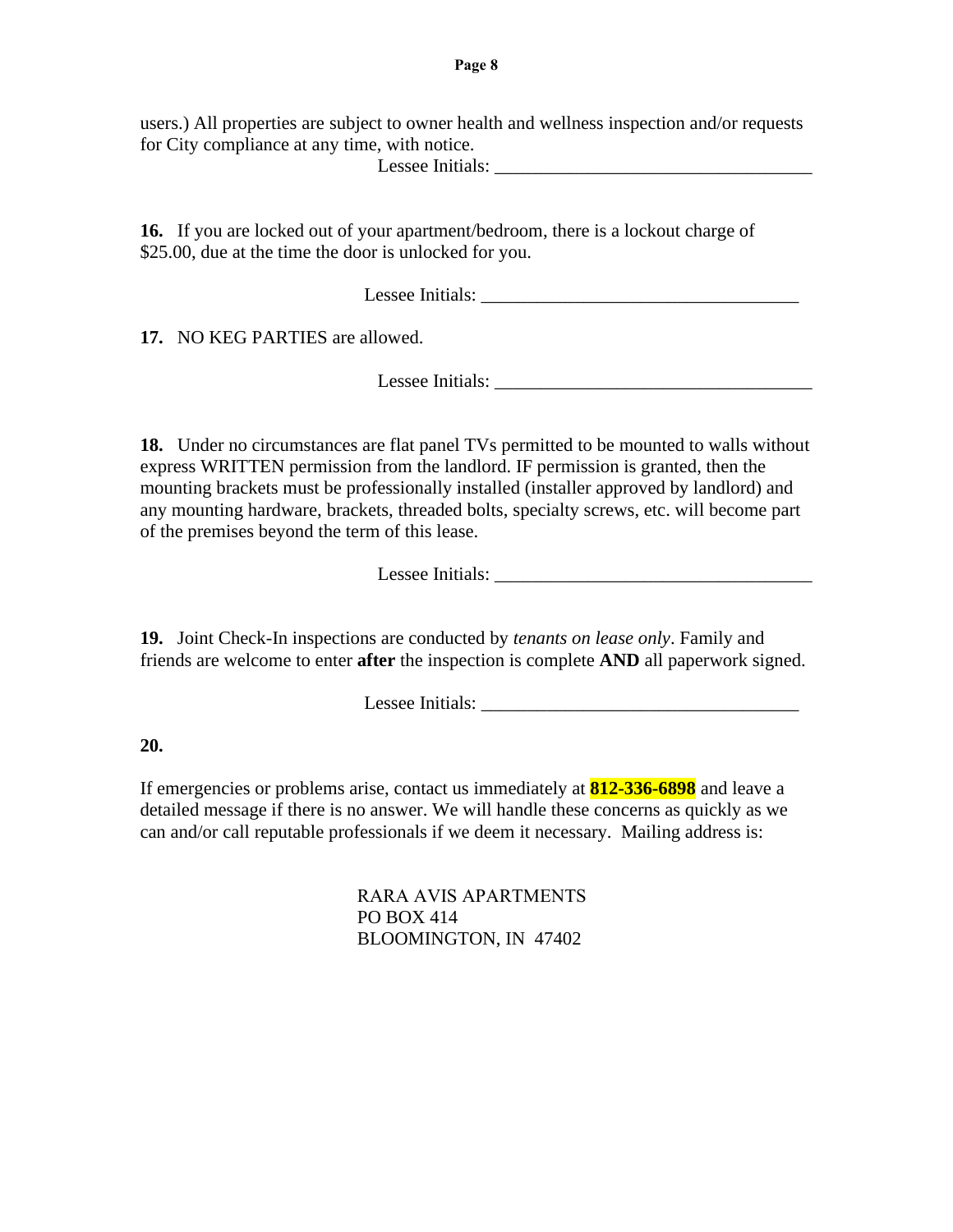users.) All properties are subject to owner health and wellness inspection and/or requests for City compliance at any time, with notice.

Lessee Initials: ___________________________________

**16.** If you are locked out of your apartment/bedroom, there is a lockout charge of $25.00, due at the time the door is unlocked for you.

Lessee Initials: ___________________________________

**17.** NO KEG PARTIES are allowed.

Lessee Initials: ___________________________________

**18.** Under no circumstances are flat panel TVs permitted to be mounted to walls without express WRITTEN permission from the landlord. IF permission is granted, then the mounting brackets must be professionally installed (installer approved by landlord) and any mounting hardware, brackets, threaded bolts, specialty screws, etc. will become part of the premises beyond the term of this lease.

Lessee Initials: ___________________________________

**19.** Joint Check-In inspections are conducted by *tenants on lease only*. Family and friends are welcome to enter **after** the inspection is complete **AND** all paperwork signed.

Lessee Initials: ___________________________________

**20.**

If emergencies or problems arise, contact us immediately at **812-336-6898** and leave a detailed message if there is no answer. We will handle these concerns as quickly as we can and/or call reputable professionals if we deem it necessary. Mailing address is:

RARA AVIS APARTMENTS
PO BOX 414
BLOOMINGTON, IN 47402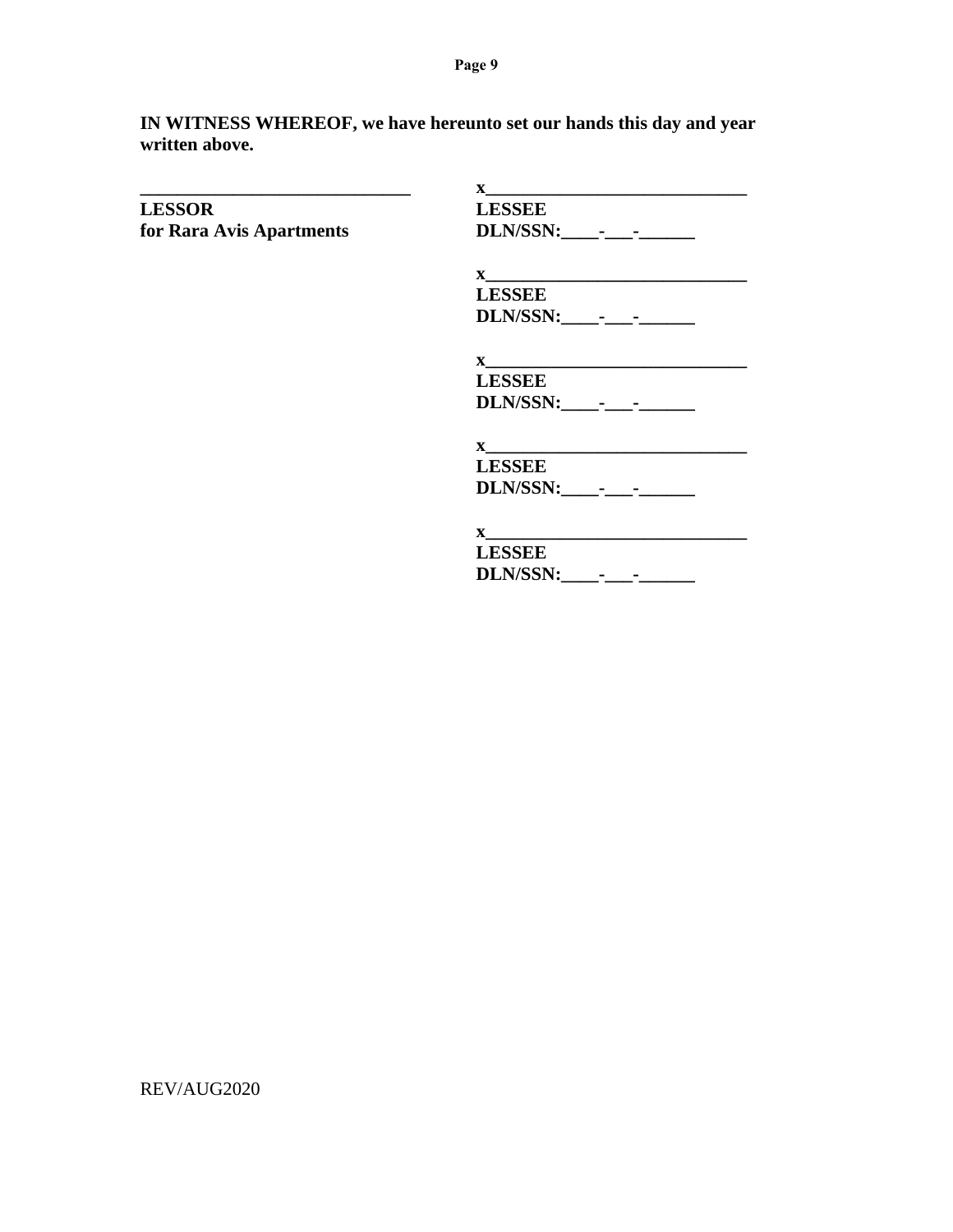**IN WITNESS WHEREOF, we have hereunto set our hands this day and year written above.**

| | |
|---|---|
| **______________________________** | **x_____________________________** |
| **LESSOR** | **LESSEE** |
| **for Rara Avis Apartments** | **DLN/SSN:____-___-______** |
| | |
| | **x_____________________________** |
| | **LESSEE** |
| | **DLN/SSN:____-___-______** |
| | |
| | **x_____________________________** |
| | **LESSEE** |
| | **DLN/SSN:____-___-______** |
| | |
| | **x_____________________________** |
| | **LESSEE** |
| | **DLN/SSN:____-___-______** |
| | |
| | **x_____________________________** |
| | **LESSEE** |
| | **DLN/SSN:____-___-______** |

REV/AUG2020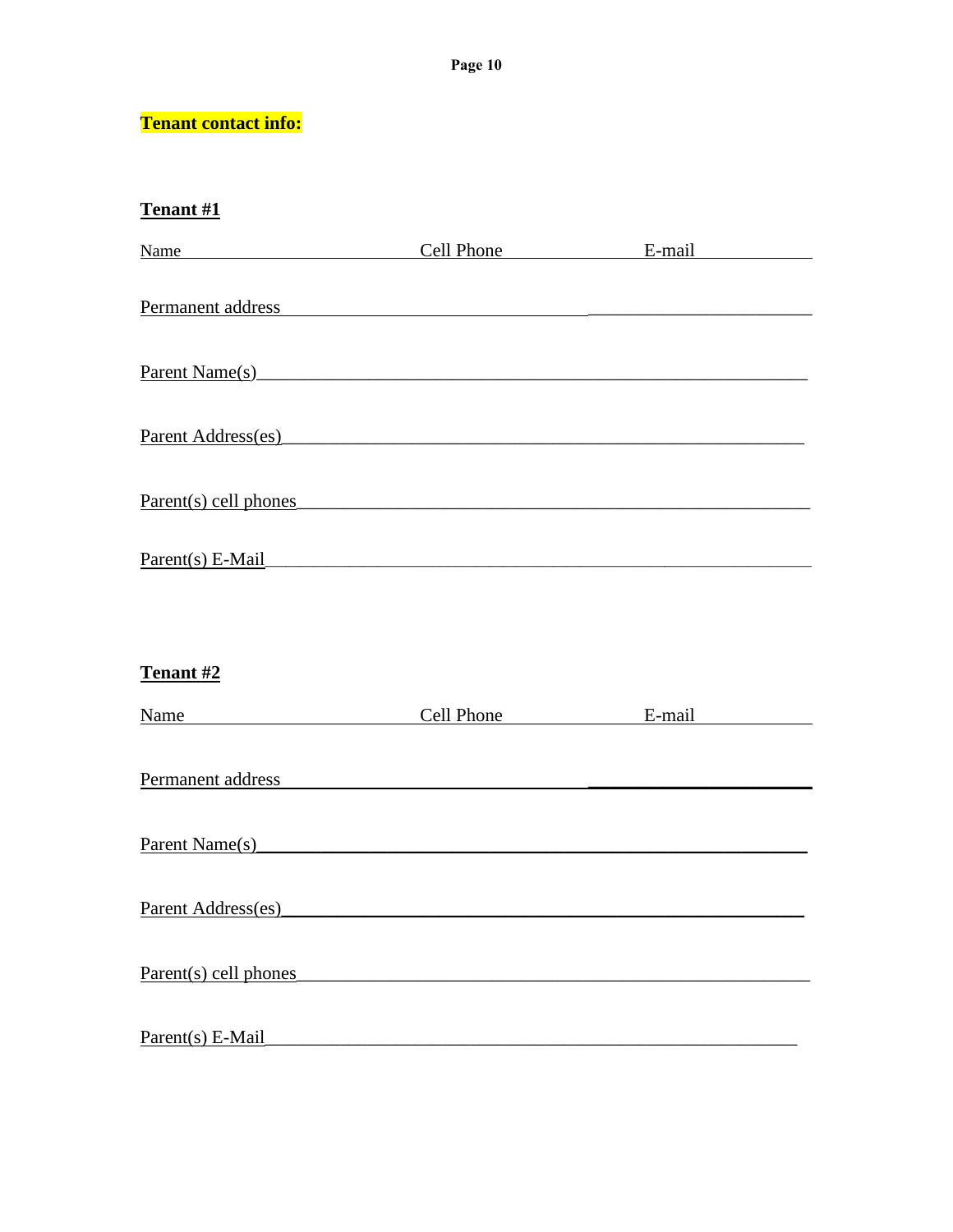**Tenant contact info:**

**Tenant #1**

Name ____________________ Cell Phone ______________ E-mail __________

Permanent address ______________________________________________

Parent Name(s)__________________________________________________

Parent Address(es)________________________________________________

Parent(s) cell phones______________________________________________

Parent(s) E-Mail__________________________________________________

**Tenant #2**

Name ____________________ Cell Phone ______________ E-mail __________

Permanent address ______________________________________________

Parent Name(s)__________________________________________________

Parent Address(es)________________________________________________

Parent(s) cell phones______________________________________________

Parent(s) E-Mail__________________________________________________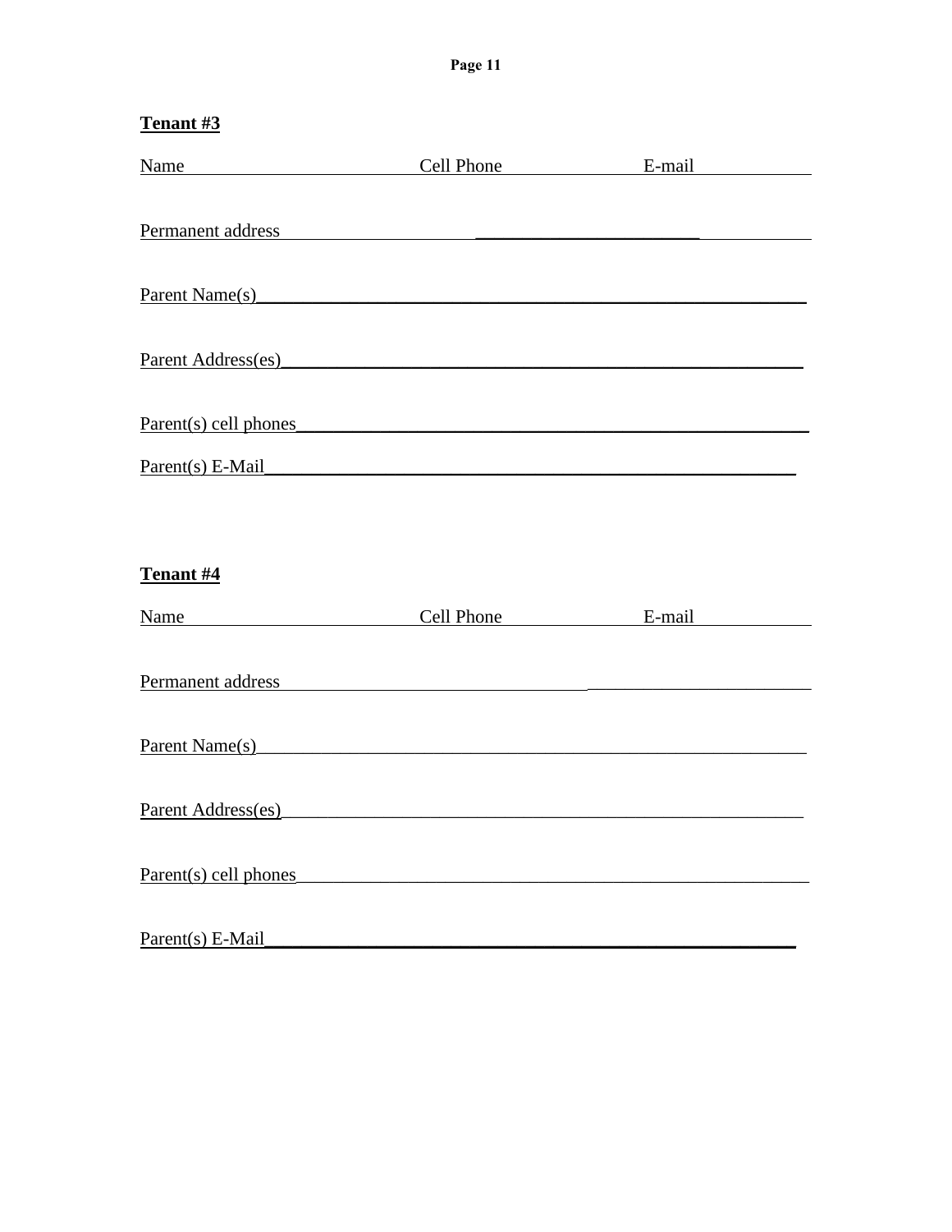**Tenant #3**

Name\_\_\_\_\_\_\_\_\_\_\_\_\_\_\_\_\_\_\_\_\_\_\_\_\_\_\_\_\_ Cell Phone\_\_\_\_\_\_\_\_\_\_\_\_\_\_\_\_\_\_ E-mail\_\_\_\_\_\_\_\_\_\_\_\_\_\_\_

Permanent address\_\_\_\_\_\_\_\_\_\_\_\_\_\_\_\_\_\_\_\_\_\_\_\_\_\_\_\_\_\_\_\_\_\_\_\_\_\_\_\_\_\_\_\_\_\_\_\_\_\_\_\_\_\_\_\_\_\_\_\_\_\_\_

Parent Name(s)\_\_\_\_\_\_\_\_\_\_\_\_\_\_\_\_\_\_\_\_\_\_\_\_\_\_\_\_\_\_\_\_\_\_\_\_\_\_\_\_\_\_\_\_\_\_\_\_\_\_\_\_\_\_\_\_\_\_\_\_\_

Parent Address(es)\_\_\_\_\_\_\_\_\_\_\_\_\_\_\_\_\_\_\_\_\_\_\_\_\_\_\_\_\_\_\_\_\_\_\_\_\_\_\_\_\_\_\_\_\_\_\_\_\_\_\_\_\_\_\_\_\_

Parent(s) cell phones\_\_\_\_\_\_\_\_\_\_\_\_\_\_\_\_\_\_\_\_\_\_\_\_\_\_\_\_\_\_\_\_\_\_\_\_\_\_\_\_\_\_\_\_\_\_\_\_\_\_\_\_\_\_\_

Parent(s) E-Mail\_\_\_\_\_\_\_\_\_\_\_\_\_\_\_\_\_\_\_\_\_\_\_\_\_\_\_\_\_\_\_\_\_\_\_\_\_\_\_\_\_\_\_\_\_\_\_\_\_\_\_\_\_\_\_\_\_\_\_

**Tenant #4**

Name\_\_\_\_\_\_\_\_\_\_\_\_\_\_\_\_\_\_\_\_\_\_\_\_\_\_\_\_\_ Cell Phone\_\_\_\_\_\_\_\_\_\_\_\_\_\_\_\_\_\_ E-mail\_\_\_\_\_\_\_\_\_\_\_\_\_\_\_

Permanent address\_\_\_\_\_\_\_\_\_\_\_\_\_\_\_\_\_\_\_\_\_\_\_\_\_\_\_\_\_\_\_\_\_\_\_\_\_\_\_\_\_\_\_\_\_\_\_\_\_\_\_\_\_\_\_\_\_\_\_\_\_\_\_

Parent Name(s)\_\_\_\_\_\_\_\_\_\_\_\_\_\_\_\_\_\_\_\_\_\_\_\_\_\_\_\_\_\_\_\_\_\_\_\_\_\_\_\_\_\_\_\_\_\_\_\_\_\_\_\_\_\_\_\_\_\_\_\_\_

Parent Address(es)\_\_\_\_\_\_\_\_\_\_\_\_\_\_\_\_\_\_\_\_\_\_\_\_\_\_\_\_\_\_\_\_\_\_\_\_\_\_\_\_\_\_\_\_\_\_\_\_\_\_\_\_\_\_\_\_\_

Parent(s) cell phones\_\_\_\_\_\_\_\_\_\_\_\_\_\_\_\_\_\_\_\_\_\_\_\_\_\_\_\_\_\_\_\_\_\_\_\_\_\_\_\_\_\_\_\_\_\_\_\_\_\_\_\_\_\_\_

Parent(s) E-Mail\_\_\_\_\_\_\_\_\_\_\_\_\_\_\_\_\_\_\_\_\_\_\_\_\_\_\_\_\_\_\_\_\_\_\_\_\_\_\_\_\_\_\_\_\_\_\_\_\_\_\_\_\_\_\_\_\_\_\_